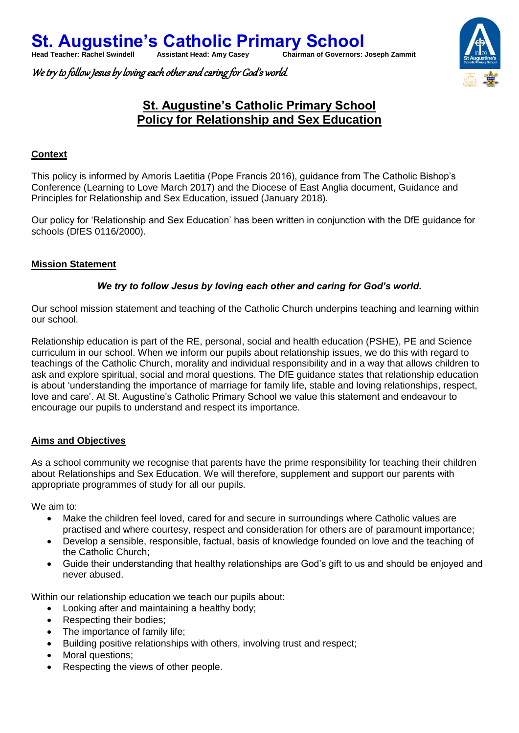# St. Augustine's Catholic Primary School

**Head Teacher: Rachel Swindell** **Assistant Head: Amy Casey** **Chairman of Governors: Joseph Zammit**

*We try to follow Jesus by loving each other and caring for God's world.*

## St. Augustine's Catholic Primary School
## Policy for Relationship and Sex Education

### Context

This policy is informed by Amoris Laetitia (Pope Francis 2016), guidance from The Catholic Bishop's Conference (Learning to Love March 2017) and the Diocese of East Anglia document, Guidance and Principles for Relationship and Sex Education, issued (January 2018).

Our policy for 'Relationship and Sex Education' has been written in conjunction with the DfE guidance for schools (DfES 0116/2000).

### Mission Statement

***We try to follow Jesus by loving each other and caring for God's world.***

Our school mission statement and teaching of the Catholic Church underpins teaching and learning within our school.

Relationship education is part of the RE, personal, social and health education (PSHE), PE and Science curriculum in our school. When we inform our pupils about relationship issues, we do this with regard to teachings of the Catholic Church, morality and individual responsibility and in a way that allows children to ask and explore spiritual, social and moral questions. The DfE guidance states that relationship education is about 'understanding the importance of marriage for family life, stable and loving relationships, respect, love and care'. At St. Augustine's Catholic Primary School we value this statement and endeavour to encourage our pupils to understand and respect its importance.

### Aims and Objectives

As a school community we recognise that parents have the prime responsibility for teaching their children about Relationships and Sex Education. We will therefore, supplement and support our parents with appropriate programmes of study for all our pupils.

We aim to:

- Make the children feel loved, cared for and secure in surroundings where Catholic values are practised and where courtesy, respect and consideration for others are of paramount importance;
- Develop a sensible, responsible, factual, basis of knowledge founded on love and the teaching of the Catholic Church;
- Guide their understanding that healthy relationships are God's gift to us and should be enjoyed and never abused.

Within our relationship education we teach our pupils about:

- Looking after and maintaining a healthy body;
- Respecting their bodies;
- The importance of family life;
- Building positive relationships with others, involving trust and respect;
- Moral questions;
- Respecting the views of other people.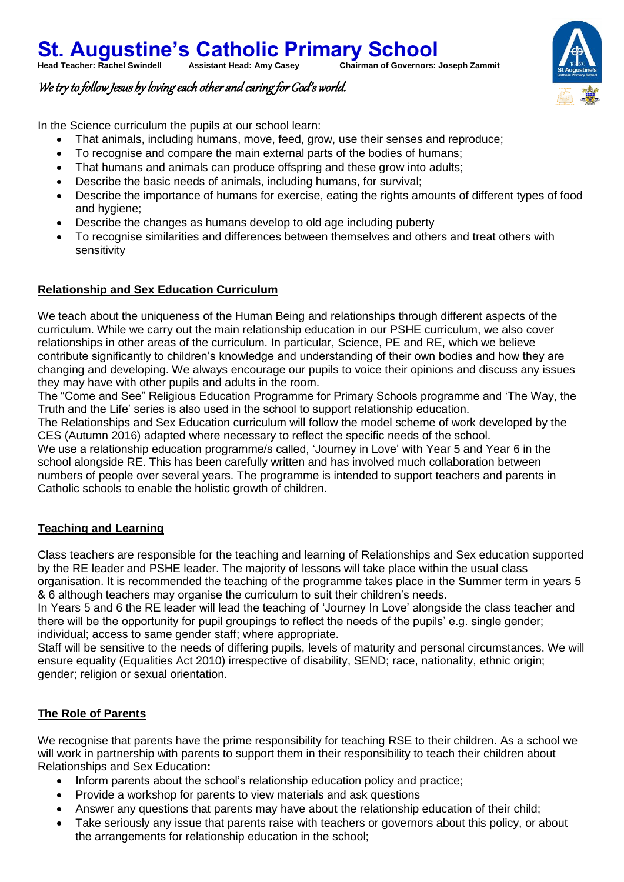In the Science curriculum the pupils at our school learn:

- That animals, including humans, move, feed, grow, use their senses and reproduce;
- To recognise and compare the main external parts of the bodies of humans;
- That humans and animals can produce offspring and these grow into adults;
- Describe the basic needs of animals, including humans, for survival;
- Describe the importance of humans for exercise, eating the rights amounts of different types of food and hygiene;
- Describe the changes as humans develop to old age including puberty
- To recognise similarities and differences between themselves and others and treat others with sensitivity

## Relationship and Sex Education Curriculum

We teach about the uniqueness of the Human Being and relationships through different aspects of the curriculum. While we carry out the main relationship education in our PSHE curriculum, we also cover relationships in other areas of the curriculum. In particular, Science, PE and RE, which we believe contribute significantly to children's knowledge and understanding of their own bodies and how they are changing and developing. We always encourage our pupils to voice their opinions and discuss any issues they may have with other pupils and adults in the room.

The "Come and See" Religious Education Programme for Primary Schools programme and 'The Way, the Truth and the Life' series is also used in the school to support relationship education.

The Relationships and Sex Education curriculum will follow the model scheme of work developed by the CES (Autumn 2016) adapted where necessary to reflect the specific needs of the school.

We use a relationship education programme/s called, 'Journey in Love' with Year 5 and Year 6 in the school alongside RE. This has been carefully written and has involved much collaboration between numbers of people over several years. The programme is intended to support teachers and parents in Catholic schools to enable the holistic growth of children.

## Teaching and Learning

Class teachers are responsible for the teaching and learning of Relationships and Sex education supported by the RE leader and PSHE leader. The majority of lessons will take place within the usual class organisation. It is recommended the teaching of the programme takes place in the Summer term in years 5 & 6 although teachers may organise the curriculum to suit their children's needs.

In Years 5 and 6 the RE leader will lead the teaching of 'Journey In Love' alongside the class teacher and there will be the opportunity for pupil groupings to reflect the needs of the pupils' e.g. single gender; individual; access to same gender staff; where appropriate.

Staff will be sensitive to the needs of differing pupils, levels of maturity and personal circumstances. We will ensure equality (Equalities Act 2010) irrespective of disability, SEND; race, nationality, ethnic origin; gender; religion or sexual orientation.

## The Role of Parents

We recognise that parents have the prime responsibility for teaching RSE to their children. As a school we will work in partnership with parents to support them in their responsibility to teach their children about Relationships and Sex Education**:**

- Inform parents about the school's relationship education policy and practice;
- Provide a workshop for parents to view materials and ask questions
- Answer any questions that parents may have about the relationship education of their child;
- Take seriously any issue that parents raise with teachers or governors about this policy, or about the arrangements for relationship education in the school;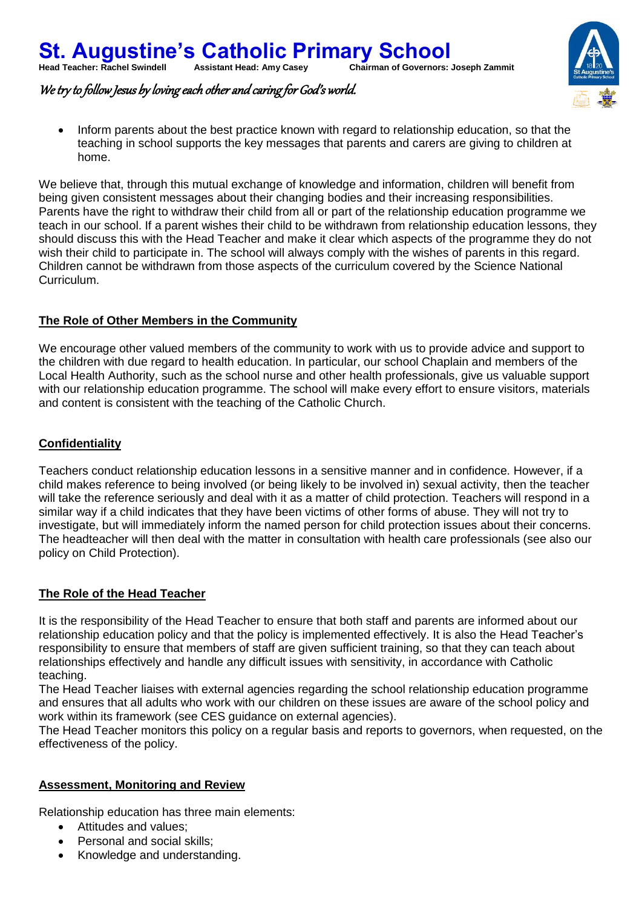- Inform parents about the best practice known with regard to relationship education, so that the teaching in school supports the key messages that parents and carers are giving to children at home.

We believe that, through this mutual exchange of knowledge and information, children will benefit from being given consistent messages about their changing bodies and their increasing responsibilities. Parents have the right to withdraw their child from all or part of the relationship education programme we teach in our school. If a parent wishes their child to be withdrawn from relationship education lessons, they should discuss this with the Head Teacher and make it clear which aspects of the programme they do not wish their child to participate in. The school will always comply with the wishes of parents in this regard. Children cannot be withdrawn from those aspects of the curriculum covered by the Science National Curriculum.

## The Role of Other Members in the Community

We encourage other valued members of the community to work with us to provide advice and support to the children with due regard to health education. In particular, our school Chaplain and members of the Local Health Authority, such as the school nurse and other health professionals, give us valuable support with our relationship education programme. The school will make every effort to ensure visitors, materials and content is consistent with the teaching of the Catholic Church.

## Confidentiality

Teachers conduct relationship education lessons in a sensitive manner and in confidence. However, if a child makes reference to being involved (or being likely to be involved in) sexual activity, then the teacher will take the reference seriously and deal with it as a matter of child protection. Teachers will respond in a similar way if a child indicates that they have been victims of other forms of abuse. They will not try to investigate, but will immediately inform the named person for child protection issues about their concerns. The headteacher will then deal with the matter in consultation with health care professionals (see also our policy on Child Protection).

## The Role of the Head Teacher

It is the responsibility of the Head Teacher to ensure that both staff and parents are informed about our relationship education policy and that the policy is implemented effectively. It is also the Head Teacher's responsibility to ensure that members of staff are given sufficient training, so that they can teach about relationships effectively and handle any difficult issues with sensitivity, in accordance with Catholic teaching.

The Head Teacher liaises with external agencies regarding the school relationship education programme and ensures that all adults who work with our children on these issues are aware of the school policy and work within its framework (see CES guidance on external agencies).

The Head Teacher monitors this policy on a regular basis and reports to governors, when requested, on the effectiveness of the policy.

## Assessment, Monitoring and Review

Relationship education has three main elements:

- Attitudes and values;
- Personal and social skills;
- Knowledge and understanding.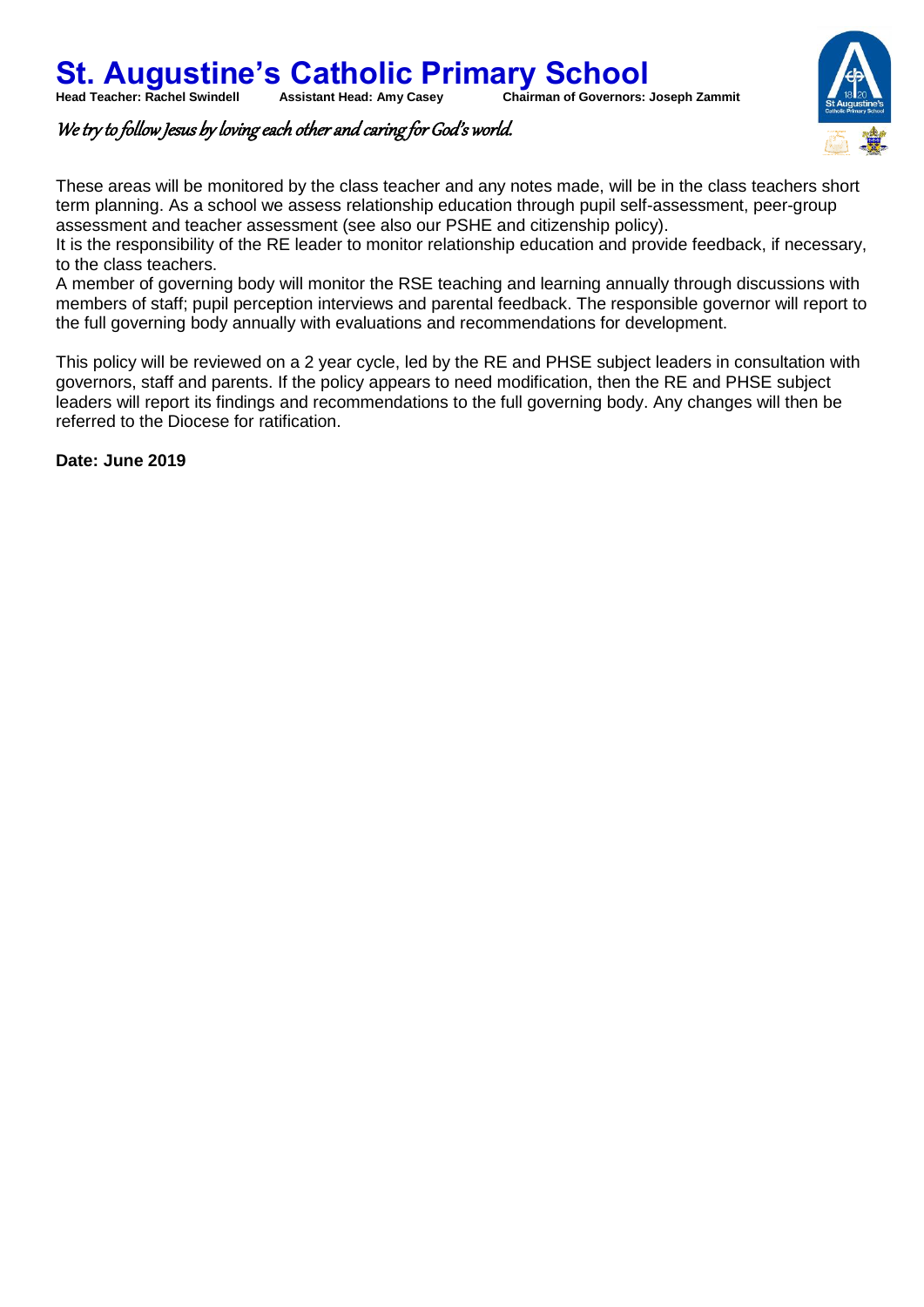These areas will be monitored by the class teacher and any notes made, will be in the class teachers short term planning. As a school we assess relationship education through pupil self-assessment, peer-group assessment and teacher assessment (see also our PSHE and citizenship policy).

It is the responsibility of the RE leader to monitor relationship education and provide feedback, if necessary, to the class teachers.

A member of governing body will monitor the RSE teaching and learning annually through discussions with members of staff; pupil perception interviews and parental feedback. The responsible governor will report to the full governing body annually with evaluations and recommendations for development.

This policy will be reviewed on a 2 year cycle, led by the RE and PHSE subject leaders in consultation with governors, staff and parents. If the policy appears to need modification, then the RE and PHSE subject leaders will report its findings and recommendations to the full governing body. Any changes will then be referred to the Diocese for ratification.

**Date: June 2019**